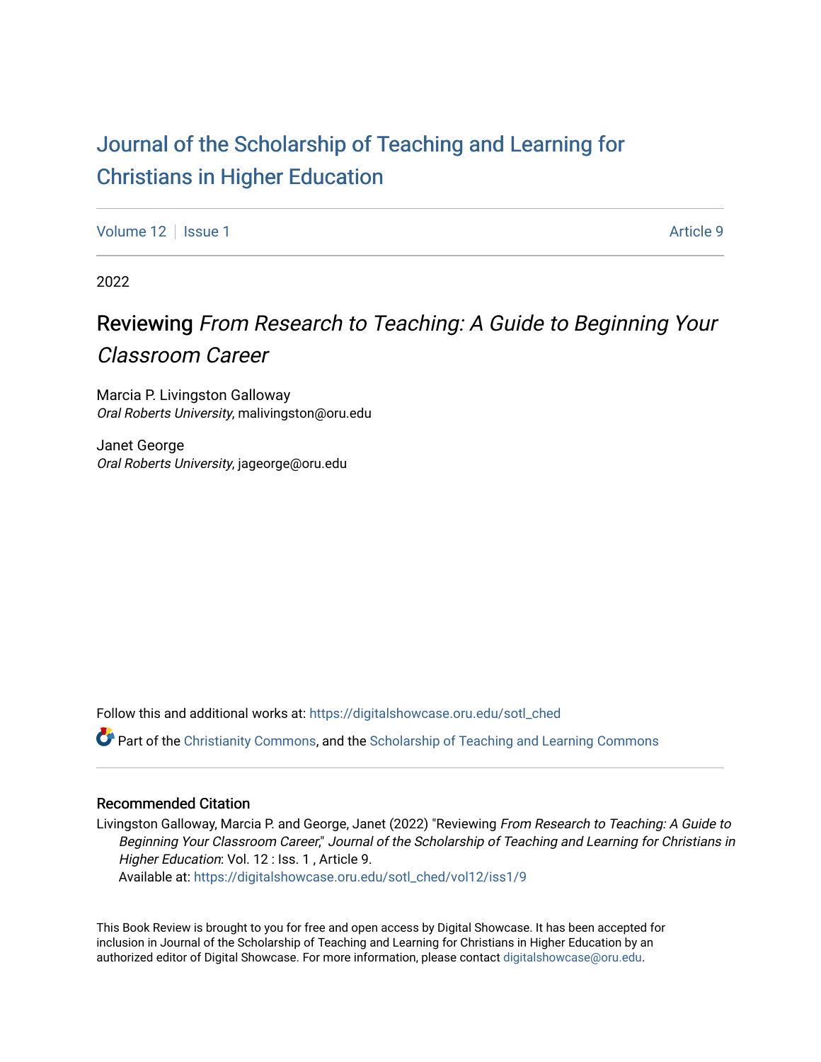# Journal of the Scholarship of Teaching and Learning for Christians in Higher Education

Volume 12 | Issue 1 Article 9

2022

## Reviewing *From Research to Teaching: A Guide to Beginning Your Classroom Career*

Marcia P. Livingston Galloway
*Oral Roberts University*, malivingston@oru.edu

Janet George
*Oral Roberts University*, jageorge@oru.edu

Follow this and additional works at: https://digitalshowcase.oru.edu/sotl_ched

Part of the Christianity Commons, and the Scholarship of Teaching and Learning Commons

### Recommended Citation

Livingston Galloway, Marcia P. and George, Janet (2022) "Reviewing *From Research to Teaching: A Guide to Beginning Your Classroom Career*," *Journal of the Scholarship of Teaching and Learning for Christians in Higher Education*: Vol. 12 : Iss. 1 , Article 9.
Available at: https://digitalshowcase.oru.edu/sotl_ched/vol12/iss1/9

This Book Review is brought to you for free and open access by Digital Showcase. It has been accepted for inclusion in Journal of the Scholarship of Teaching and Learning for Christians in Higher Education by an authorized editor of Digital Showcase. For more information, please contact digitalshowcase@oru.edu.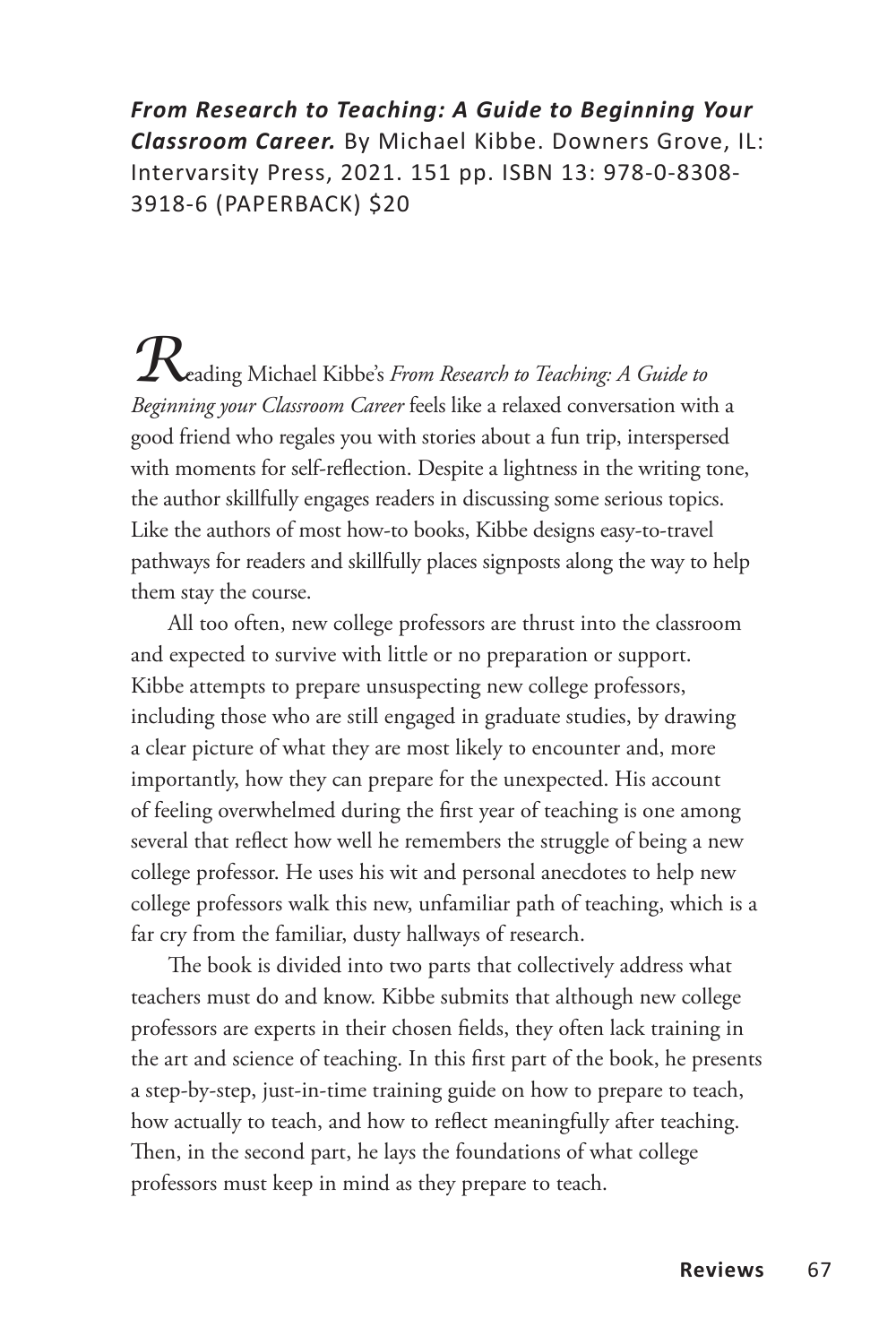***From Research to Teaching: A Guide to Beginning Your Classroom Career.*** By Michael Kibbe. Downers Grove, IL: Intervarsity Press, 2021. 151 pp. ISBN 13: 978-0-8308-3918-6 (PAPERBACK) $20

Reading Michael Kibbe's *From Research to Teaching: A Guide to Beginning your Classroom Career* feels like a relaxed conversation with a good friend who regales you with stories about a fun trip, interspersed with moments for self-reflection. Despite a lightness in the writing tone, the author skillfully engages readers in discussing some serious topics. Like the authors of most how-to books, Kibbe designs easy-to-travel pathways for readers and skillfully places signposts along the way to help them stay the course.

All too often, new college professors are thrust into the classroom and expected to survive with little or no preparation or support. Kibbe attempts to prepare unsuspecting new college professors, including those who are still engaged in graduate studies, by drawing a clear picture of what they are most likely to encounter and, more importantly, how they can prepare for the unexpected. His account of feeling overwhelmed during the first year of teaching is one among several that reflect how well he remembers the struggle of being a new college professor. He uses his wit and personal anecdotes to help new college professors walk this new, unfamiliar path of teaching, which is a far cry from the familiar, dusty hallways of research.

The book is divided into two parts that collectively address what teachers must do and know. Kibbe submits that although new college professors are experts in their chosen fields, they often lack training in the art and science of teaching. In this first part of the book, he presents a step-by-step, just-in-time training guide on how to prepare to teach, how actually to teach, and how to reflect meaningfully after teaching. Then, in the second part, he lays the foundations of what college professors must keep in mind as they prepare to teach.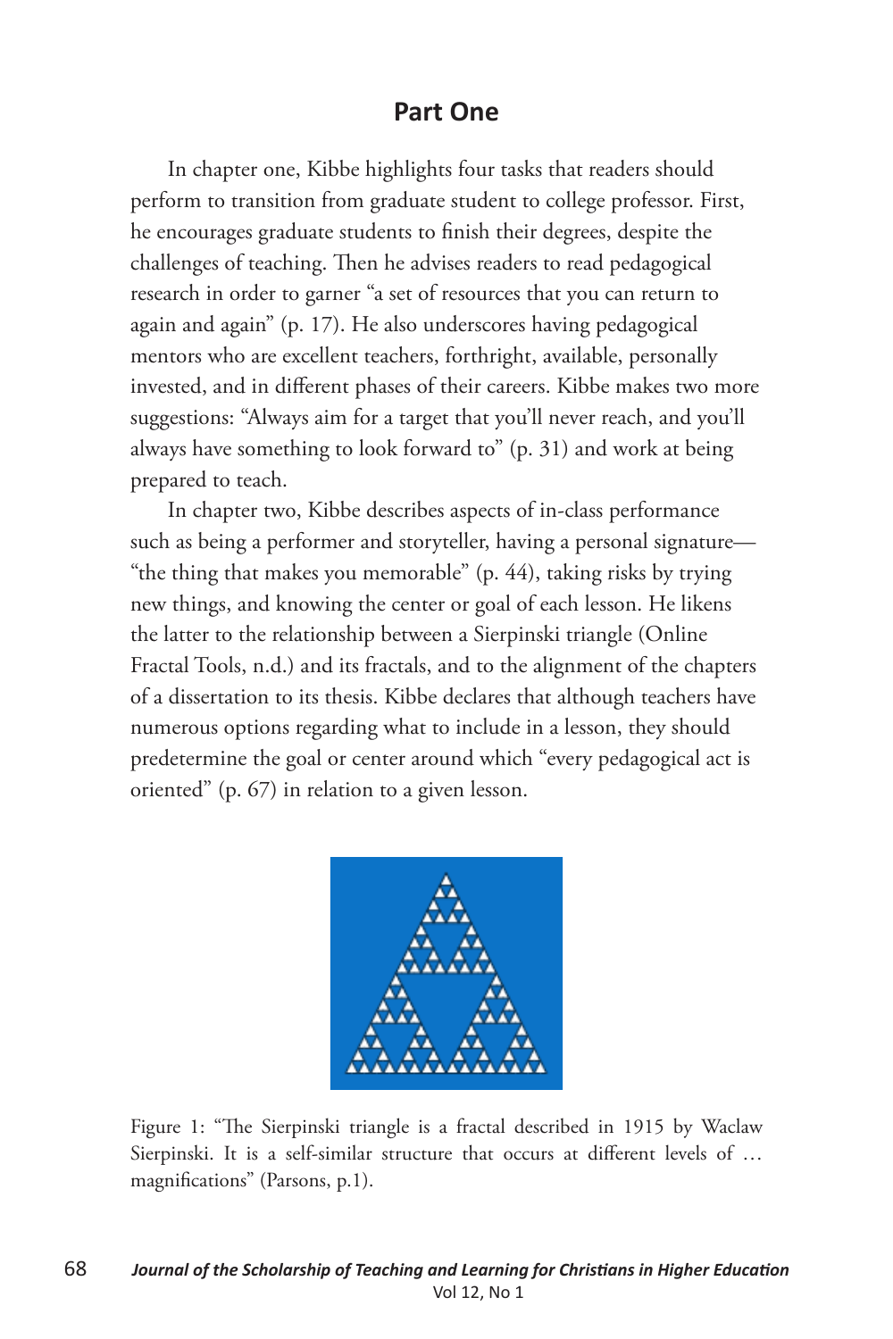## Part One

In chapter one, Kibbe highlights four tasks that readers should perform to transition from graduate student to college professor. First, he encourages graduate students to finish their degrees, despite the challenges of teaching. Then he advises readers to read pedagogical research in order to garner "a set of resources that you can return to again and again" (p. 17). He also underscores having pedagogical mentors who are excellent teachers, forthright, available, personally invested, and in different phases of their careers. Kibbe makes two more suggestions: "Always aim for a target that you'll never reach, and you'll always have something to look forward to" (p. 31) and work at being prepared to teach.

In chapter two, Kibbe describes aspects of in-class performance such as being a performer and storyteller, having a personal signature—"the thing that makes you memorable" (p. 44), taking risks by trying new things, and knowing the center or goal of each lesson. He likens the latter to the relationship between a Sierpinski triangle (Online Fractal Tools, n.d.) and its fractals, and to the alignment of the chapters of a dissertation to its thesis. Kibbe declares that although teachers have numerous options regarding what to include in a lesson, they should predetermine the goal or center around which "every pedagogical act is oriented" (p. 67) in relation to a given lesson.

Figure 1: "The Sierpinski triangle is a fractal described in 1915 by Waclaw Sierpinski. It is a self-similar structure that occurs at different levels of … magnifications" (Parsons, p.1).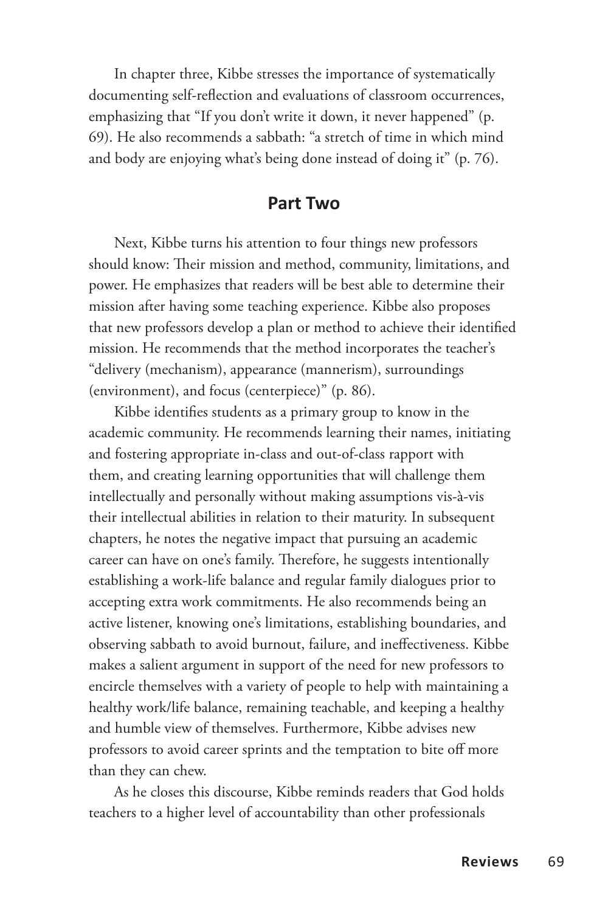In chapter three, Kibbe stresses the importance of systematically documenting self-reflection and evaluations of classroom occurrences, emphasizing that "If you don't write it down, it never happened" (p. 69). He also recommends a sabbath: "a stretch of time in which mind and body are enjoying what's being done instead of doing it" (p. 76).

## Part Two

Next, Kibbe turns his attention to four things new professors should know: Their mission and method, community, limitations, and power. He emphasizes that readers will be best able to determine their mission after having some teaching experience. Kibbe also proposes that new professors develop a plan or method to achieve their identified mission. He recommends that the method incorporates the teacher's "delivery (mechanism), appearance (mannerism), surroundings (environment), and focus (centerpiece)" (p. 86).

Kibbe identifies students as a primary group to know in the academic community. He recommends learning their names, initiating and fostering appropriate in-class and out-of-class rapport with them, and creating learning opportunities that will challenge them intellectually and personally without making assumptions vis-à-vis their intellectual abilities in relation to their maturity. In subsequent chapters, he notes the negative impact that pursuing an academic career can have on one's family. Therefore, he suggests intentionally establishing a work-life balance and regular family dialogues prior to accepting extra work commitments. He also recommends being an active listener, knowing one's limitations, establishing boundaries, and observing sabbath to avoid burnout, failure, and ineffectiveness. Kibbe makes a salient argument in support of the need for new professors to encircle themselves with a variety of people to help with maintaining a healthy work/life balance, remaining teachable, and keeping a healthy and humble view of themselves. Furthermore, Kibbe advises new professors to avoid career sprints and the temptation to bite off more than they can chew.

As he closes this discourse, Kibbe reminds readers that God holds teachers to a higher level of accountability than other professionals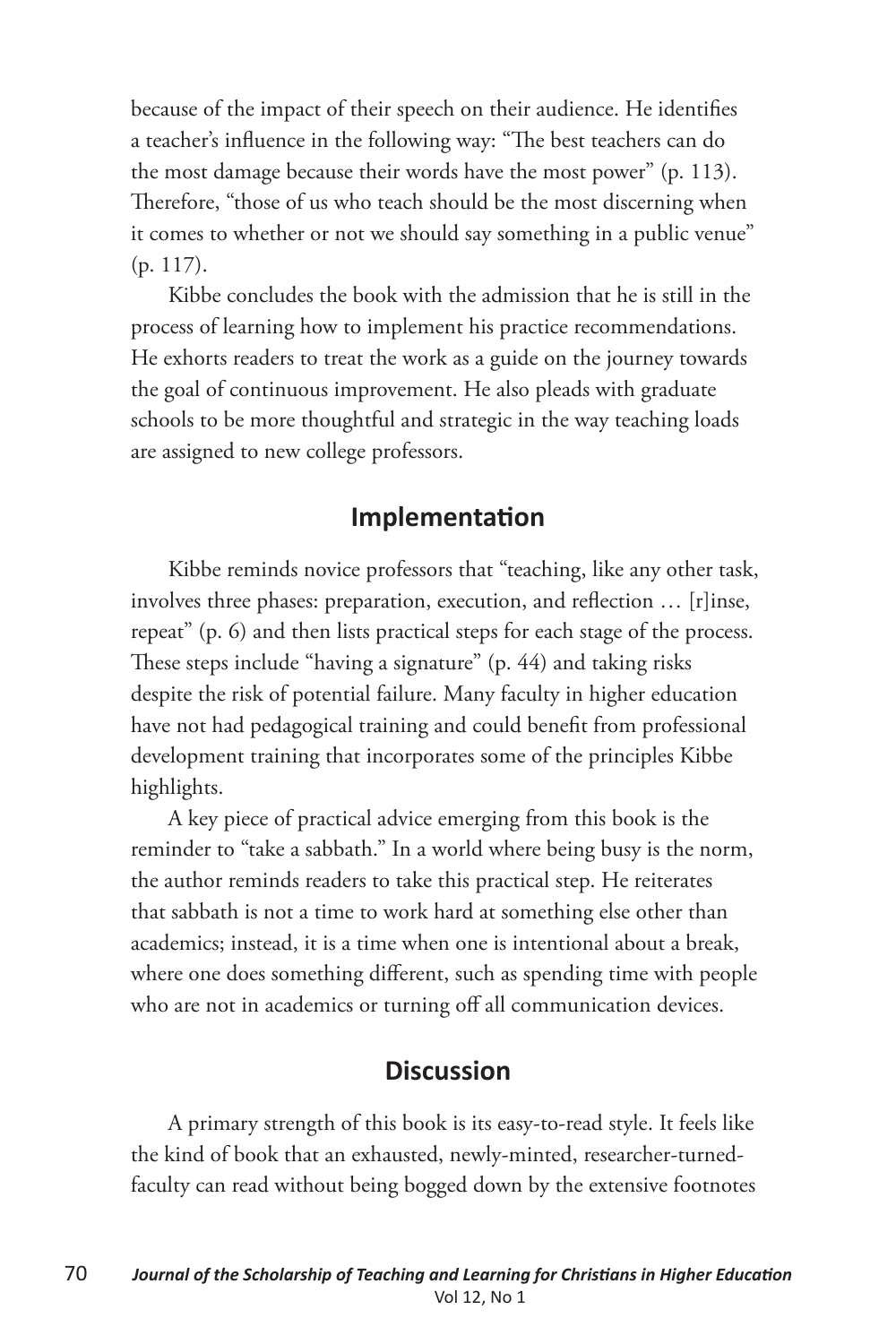because of the impact of their speech on their audience. He identifies a teacher's influence in the following way: "The best teachers can do the most damage because their words have the most power" (p. 113). Therefore, "those of us who teach should be the most discerning when it comes to whether or not we should say something in a public venue" (p. 117).

Kibbe concludes the book with the admission that he is still in the process of learning how to implement his practice recommendations. He exhorts readers to treat the work as a guide on the journey towards the goal of continuous improvement. He also pleads with graduate schools to be more thoughtful and strategic in the way teaching loads are assigned to new college professors.

## Implementation

Kibbe reminds novice professors that "teaching, like any other task, involves three phases: preparation, execution, and reflection … [r]inse, repeat" (p. 6) and then lists practical steps for each stage of the process. These steps include "having a signature" (p. 44) and taking risks despite the risk of potential failure. Many faculty in higher education have not had pedagogical training and could benefit from professional development training that incorporates some of the principles Kibbe highlights.

A key piece of practical advice emerging from this book is the reminder to "take a sabbath." In a world where being busy is the norm, the author reminds readers to take this practical step. He reiterates that sabbath is not a time to work hard at something else other than academics; instead, it is a time when one is intentional about a break, where one does something different, such as spending time with people who are not in academics or turning off all communication devices.

## Discussion

A primary strength of this book is its easy-to-read style. It feels like the kind of book that an exhausted, newly-minted, researcher-turned-faculty can read without being bogged down by the extensive footnotes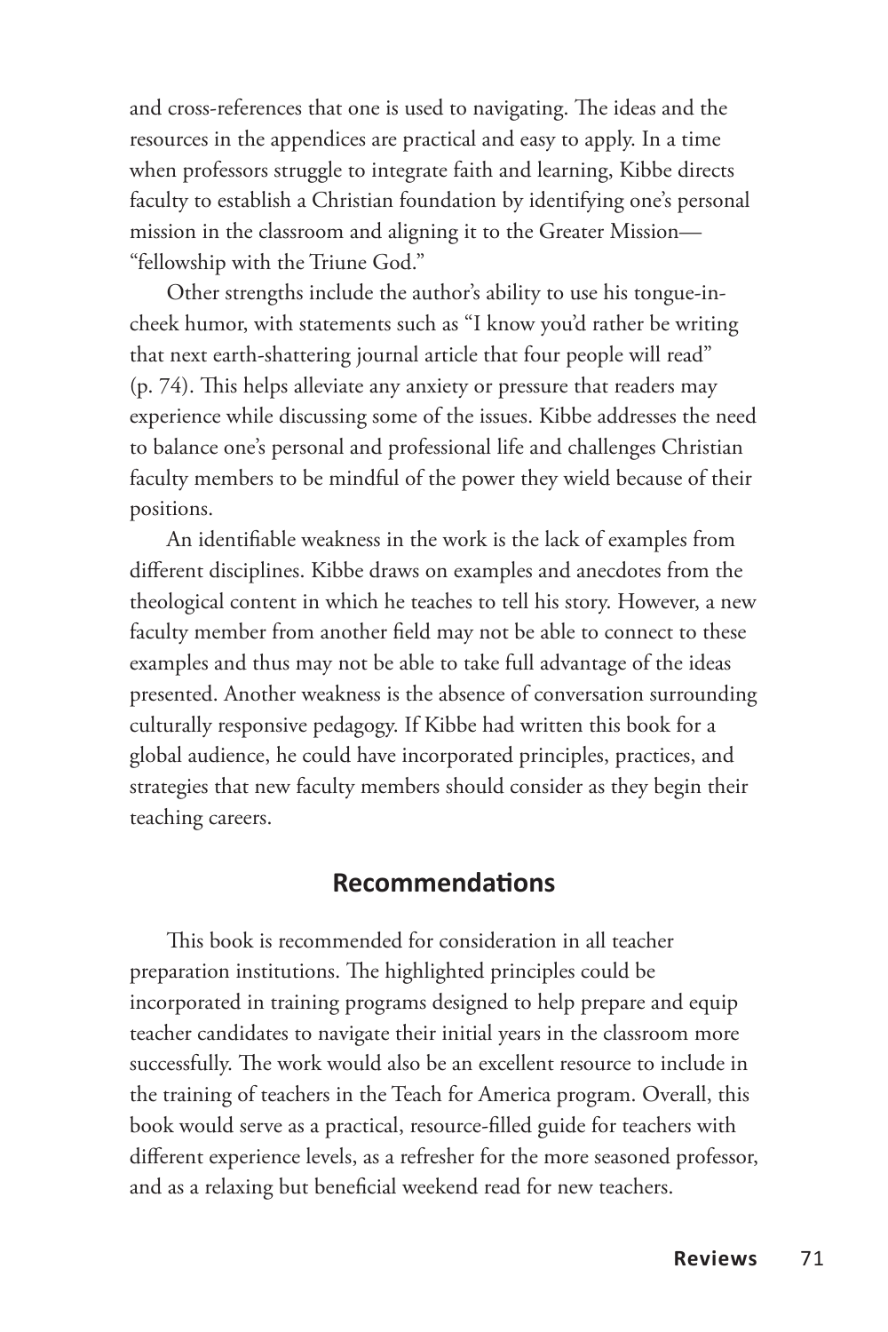and cross-references that one is used to navigating. The ideas and the resources in the appendices are practical and easy to apply. In a time when professors struggle to integrate faith and learning, Kibbe directs faculty to establish a Christian foundation by identifying one's personal mission in the classroom and aligning it to the Greater Mission—"fellowship with the Triune God."

Other strengths include the author's ability to use his tongue-in-cheek humor, with statements such as "I know you'd rather be writing that next earth-shattering journal article that four people will read" (p. 74). This helps alleviate any anxiety or pressure that readers may experience while discussing some of the issues. Kibbe addresses the need to balance one's personal and professional life and challenges Christian faculty members to be mindful of the power they wield because of their positions.

An identifiable weakness in the work is the lack of examples from different disciplines. Kibbe draws on examples and anecdotes from the theological content in which he teaches to tell his story. However, a new faculty member from another field may not be able to connect to these examples and thus may not be able to take full advantage of the ideas presented. Another weakness is the absence of conversation surrounding culturally responsive pedagogy. If Kibbe had written this book for a global audience, he could have incorporated principles, practices, and strategies that new faculty members should consider as they begin their teaching careers.

## Recommendations

This book is recommended for consideration in all teacher preparation institutions. The highlighted principles could be incorporated in training programs designed to help prepare and equip teacher candidates to navigate their initial years in the classroom more successfully. The work would also be an excellent resource to include in the training of teachers in the Teach for America program. Overall, this book would serve as a practical, resource-filled guide for teachers with different experience levels, as a refresher for the more seasoned professor, and as a relaxing but beneficial weekend read for new teachers.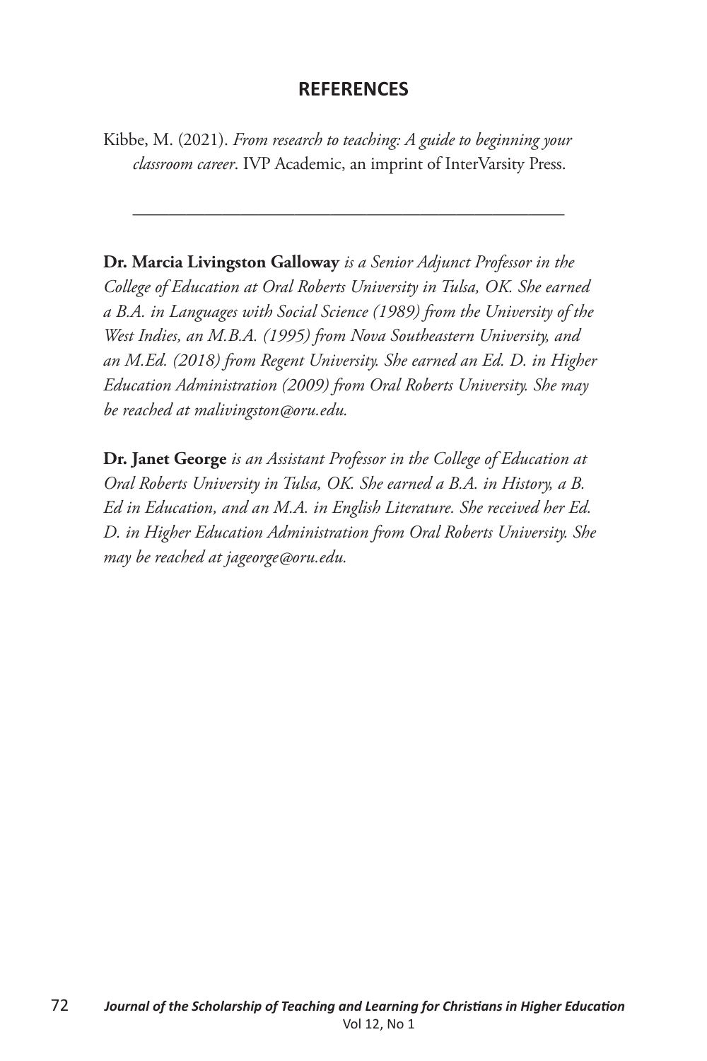## REFERENCES

Kibbe, M. (2021). *From research to teaching: A guide to beginning your classroom career*. IVP Academic, an imprint of InterVarsity Press.

---

**Dr. Marcia Livingston Galloway** *is a Senior Adjunct Professor in the College of Education at Oral Roberts University in Tulsa, OK. She earned a B.A. in Languages with Social Science (1989) from the University of the West Indies, an M.B.A. (1995) from Nova Southeastern University, and an M.Ed. (2018) from Regent University. She earned an Ed. D. in Higher Education Administration (2009) from Oral Roberts University. She may be reached at malivingston@oru.edu.*

**Dr. Janet George** *is an Assistant Professor in the College of Education at Oral Roberts University in Tulsa, OK. She earned a B.A. in History, a B. Ed in Education, and an M.A. in English Literature. She received her Ed. D. in Higher Education Administration from Oral Roberts University. She may be reached at jageorge@oru.edu.*